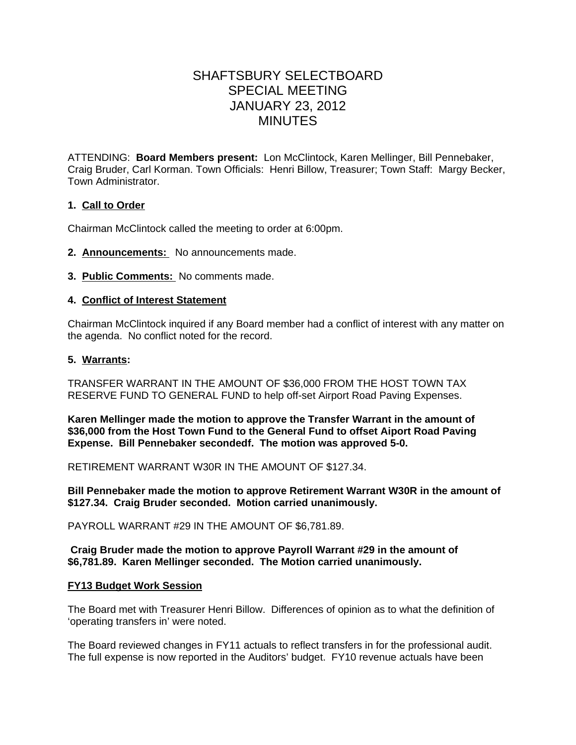# SHAFTSBURY SELECTBOARD
# SPECIAL MEETING
# JANUARY 23, 2012
# MINUTES

ATTENDING: **Board Members present:** Lon McClintock, Karen Mellinger, Bill Pennebaker, Craig Bruder, Carl Korman. Town Officials: Henri Billow, Treasurer; Town Staff: Margy Becker, Town Administrator.

**1. Call to Order**

Chairman McClintock called the meeting to order at 6:00pm.

**2. Announcements:** No announcements made.

**3. Public Comments:** No comments made.

**4. Conflict of Interest Statement**

Chairman McClintock inquired if any Board member had a conflict of interest with any matter on the agenda. No conflict noted for the record.

**5. Warrants:**

TRANSFER WARRANT IN THE AMOUNT OF $36,000 FROM THE HOST TOWN TAX RESERVE FUND TO GENERAL FUND to help off-set Airport Road Paving Expenses.

**Karen Mellinger made the motion to approve the Transfer Warrant in the amount of $36,000 from the Host Town Fund to the General Fund to offset Aiport Road Paving Expense. Bill Pennebaker secondedf. The motion was approved 5-0.**

RETIREMENT WARRANT W30R IN THE AMOUNT OF $127.34.

**Bill Pennebaker made the motion to approve Retirement Warrant W30R in the amount of $127.34. Craig Bruder seconded. Motion carried unanimously.**

PAYROLL WARRANT #29 IN THE AMOUNT OF $6,781.89.

**Craig Bruder made the motion to approve Payroll Warrant #29 in the amount of $6,781.89. Karen Mellinger seconded. The Motion carried unanimously.**

**FY13 Budget Work Session**

The Board met with Treasurer Henri Billow. Differences of opinion as to what the definition of 'operating transfers in' were noted.

The Board reviewed changes in FY11 actuals to reflect transfers in for the professional audit. The full expense is now reported in the Auditors' budget. FY10 revenue actuals have been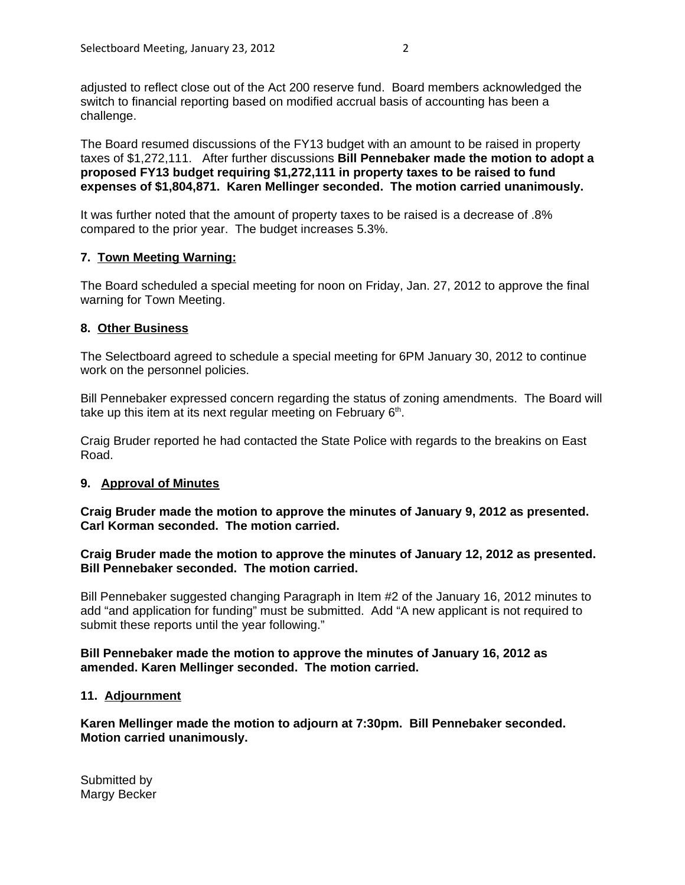adjusted to reflect close out of the Act 200 reserve fund. Board members acknowledged the switch to financial reporting based on modified accrual basis of accounting has been a challenge.

The Board resumed discussions of the FY13 budget with an amount to be raised in property taxes of $1,272,111. After further discussions **Bill Pennebaker made the motion to adopt a proposed FY13 budget requiring $1,272,111 in property taxes to be raised to fund expenses of $1,804,871. Karen Mellinger seconded. The motion carried unanimously.**

It was further noted that the amount of property taxes to be raised is a decrease of .8% compared to the prior year. The budget increases 5.3%.

**7. Town Meeting Warning:**

The Board scheduled a special meeting for noon on Friday, Jan. 27, 2012 to approve the final warning for Town Meeting.

**8. Other Business**

The Selectboard agreed to schedule a special meeting for 6PM January 30, 2012 to continue work on the personnel policies.

Bill Pennebaker expressed concern regarding the status of zoning amendments. The Board will take up this item at its next regular meeting on February 6th.

Craig Bruder reported he had contacted the State Police with regards to the breakins on East Road.

**9. Approval of Minutes**

**Craig Bruder made the motion to approve the minutes of January 9, 2012 as presented. Carl Korman seconded. The motion carried.**

**Craig Bruder made the motion to approve the minutes of January 12, 2012 as presented. Bill Pennebaker seconded. The motion carried.**

Bill Pennebaker suggested changing Paragraph in Item #2 of the January 16, 2012 minutes to add "and application for funding" must be submitted. Add "A new applicant is not required to submit these reports until the year following."

**Bill Pennebaker made the motion to approve the minutes of January 16, 2012 as amended. Karen Mellinger seconded. The motion carried.**

**11. Adjournment**

**Karen Mellinger made the motion to adjourn at 7:30pm. Bill Pennebaker seconded. Motion carried unanimously.**

Submitted by
Margy Becker